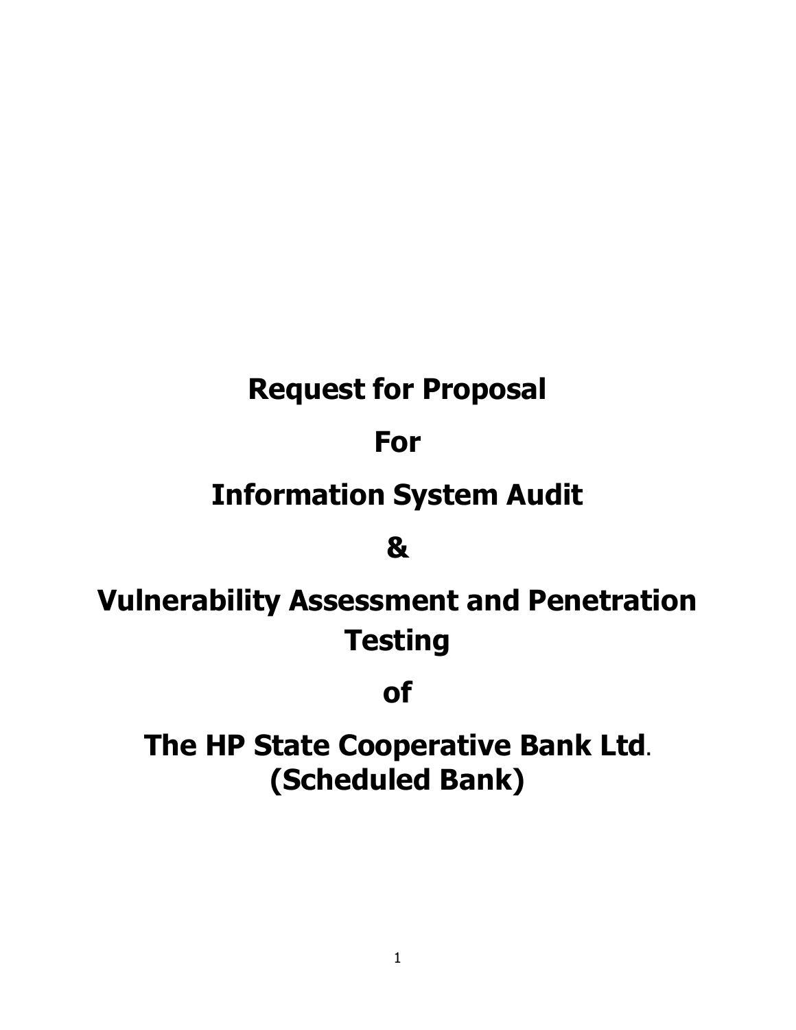# Request for Proposal

# For

# Information System Audit

# &

# Vulnerability Assessment and Penetration Testing

# of

# The HP State Cooperative Bank Ltd. (Scheduled Bank)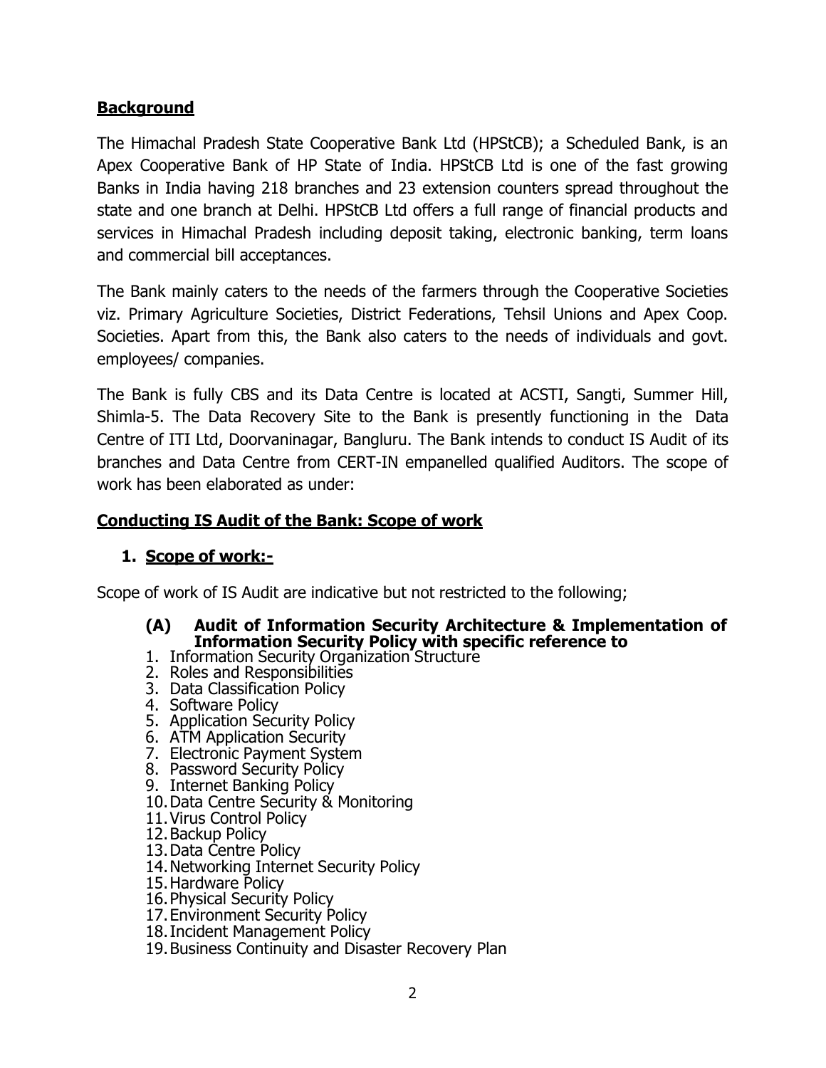## Background

The Himachal Pradesh State Cooperative Bank Ltd (HPStCB); a Scheduled Bank, is an Apex Cooperative Bank of HP State of India. HPStCB Ltd is one of the fast growing Banks in India having 218 branches and 23 extension counters spread throughout the state and one branch at Delhi. HPStCB Ltd offers a full range of financial products and services in Himachal Pradesh including deposit taking, electronic banking, term loans and commercial bill acceptances.

The Bank mainly caters to the needs of the farmers through the Cooperative Societies viz. Primary Agriculture Societies, District Federations, Tehsil Unions and Apex Coop. Societies. Apart from this, the Bank also caters to the needs of individuals and govt. employees/ companies.

The Bank is fully CBS and its Data Centre is located at ACSTI, Sangti, Summer Hill, Shimla-5. The Data Recovery Site to the Bank is presently functioning in the Data Centre of ITI Ltd, Doorvaninagar, Bangluru. The Bank intends to conduct IS Audit of its branches and Data Centre from CERT-IN empanelled qualified Auditors. The scope of work has been elaborated as under:

## Conducting IS Audit of the Bank: Scope of work

### 1. Scope of work:-

Scope of work of IS Audit are indicative but not restricted to the following;

#### (A) Audit of Information Security Architecture & Implementation of Information Security Policy with specific reference to

1. Information Security Organization Structure
2. Roles and Responsibilities
3. Data Classification Policy
4. Software Policy
5. Application Security Policy
6. ATM Application Security
7. Electronic Payment System
8. Password Security Policy
9. Internet Banking Policy
10. Data Centre Security & Monitoring
11. Virus Control Policy
12. Backup Policy
13. Data Centre Policy
14. Networking Internet Security Policy
15. Hardware Policy
16. Physical Security Policy
17. Environment Security Policy
18. Incident Management Policy
19. Business Continuity and Disaster Recovery Plan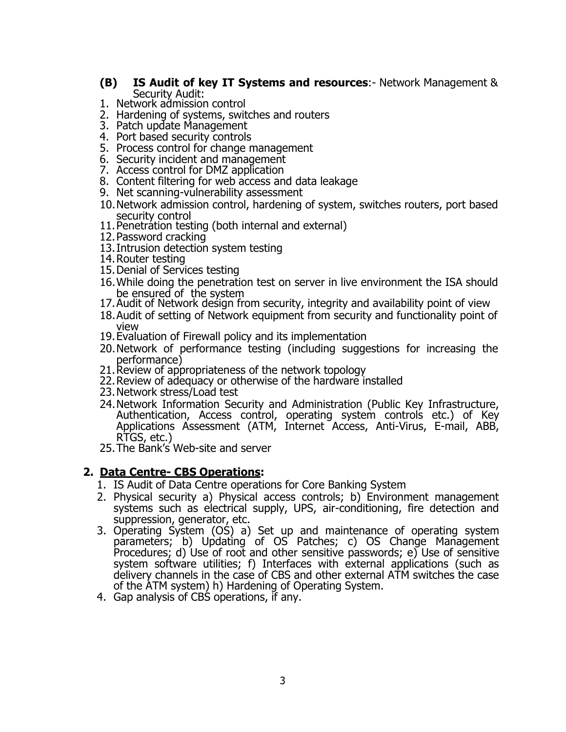**(B) IS Audit of key IT Systems and resources**:- Network Management & Security Audit:

1. Network admission control
2. Hardening of systems, switches and routers
3. Patch update Management
4. Port based security controls
5. Process control for change management
6. Security incident and management
7. Access control for DMZ application
8. Content filtering for web access and data leakage
9. Net scanning-vulnerability assessment
10. Network admission control, hardening of system, switches routers, port based security control
11. Penetration testing (both internal and external)
12. Password cracking
13. Intrusion detection system testing
14. Router testing
15. Denial of Services testing
16. While doing the penetration test on server in live environment the ISA should be ensured of the system
17. Audit of Network design from security, integrity and availability point of view
18. Audit of setting of Network equipment from security and functionality point of view
19. Evaluation of Firewall policy and its implementation
20. Network of performance testing (including suggestions for increasing the performance)
21. Review of appropriateness of the network topology
22. Review of adequacy or otherwise of the hardware installed
23. Network stress/Load test
24. Network Information Security and Administration (Public Key Infrastructure, Authentication, Access control, operating system controls etc.) of Key Applications Assessment (ATM, Internet Access, Anti-Virus, E-mail, ABB, RTGS, etc.)
25. The Bank's Web-site and server

**2. <u>Data Centre- CBS Operations</u>:**

1. IS Audit of Data Centre operations for Core Banking System
2. Physical security a) Physical access controls; b) Environment management systems such as electrical supply, UPS, air-conditioning, fire detection and suppression, generator, etc.
3. Operating System (OS) a) Set up and maintenance of operating system parameters; b) Updating of OS Patches; c) OS Change Management Procedures; d) Use of root and other sensitive passwords; e) Use of sensitive system software utilities; f) Interfaces with external applications (such as delivery channels in the case of CBS and other external ATM switches the case of the ATM system) h) Hardening of Operating System.
4. Gap analysis of CBS operations, if any.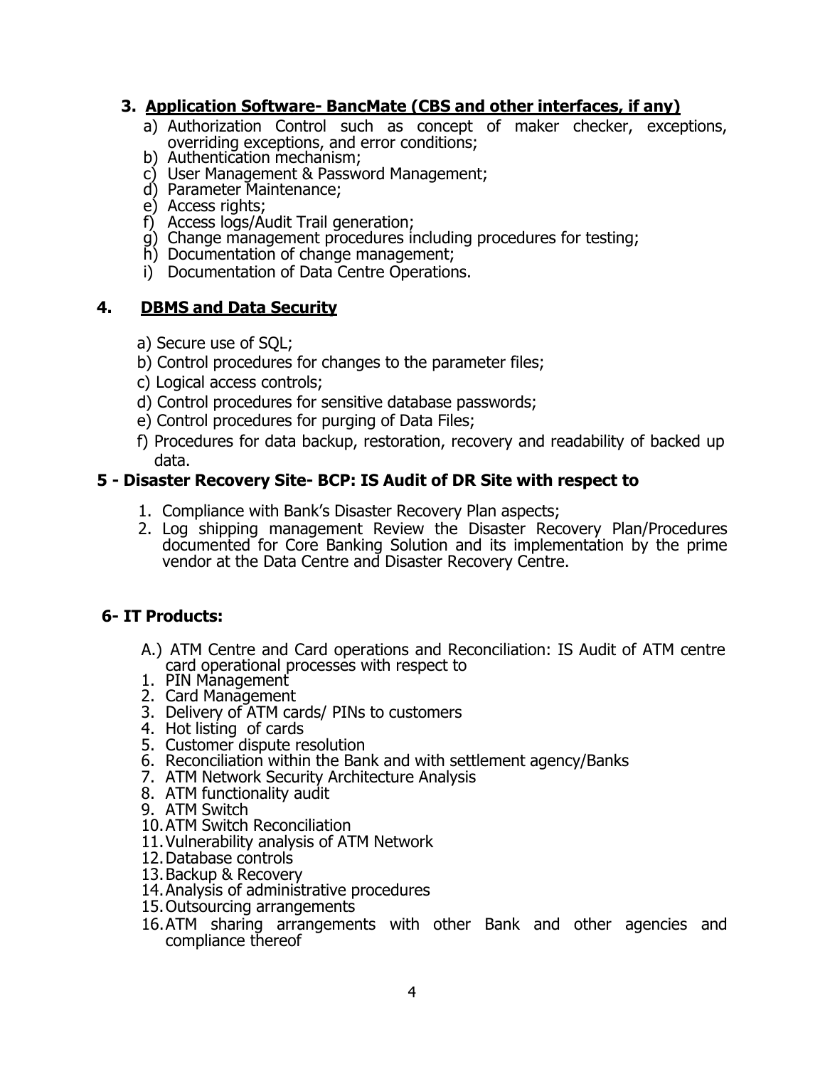### 3. **<u>Application Software- BancMate (CBS and other interfaces, if any)</u>**

a) Authorization Control such as concept of maker checker, exceptions, overriding exceptions, and error conditions;
b) Authentication mechanism;
c) User Management & Password Management;
d) Parameter Maintenance;
e) Access rights;
f) Access logs/Audit Trail generation;
g) Change management procedures including procedures for testing;
h) Documentation of change management;
i) Documentation of Data Centre Operations.

### 4. **<u>DBMS and Data Security</u>**

a) Secure use of SQL;
b) Control procedures for changes to the parameter files;
c) Logical access controls;
d) Control procedures for sensitive database passwords;
e) Control procedures for purging of Data Files;
f) Procedures for data backup, restoration, recovery and readability of backed up data.

### 5 - Disaster Recovery Site- BCP: IS Audit of DR Site with respect to

1. Compliance with Bank's Disaster Recovery Plan aspects;
2. Log shipping management Review the Disaster Recovery Plan/Procedures documented for Core Banking Solution and its implementation by the prime vendor at the Data Centre and Disaster Recovery Centre.

### 6- IT Products:

A.) ATM Centre and Card operations and Reconciliation: IS Audit of ATM centre card operational processes with respect to

1. PIN Management
2. Card Management
3. Delivery of ATM cards/ PINs to customers
4. Hot listing of cards
5. Customer dispute resolution
6. Reconciliation within the Bank and with settlement agency/Banks
7. ATM Network Security Architecture Analysis
8. ATM functionality audit
9. ATM Switch
10. ATM Switch Reconciliation
11. Vulnerability analysis of ATM Network
12. Database controls
13. Backup & Recovery
14. Analysis of administrative procedures
15. Outsourcing arrangements
16. ATM sharing arrangements with other Bank and other agencies and compliance thereof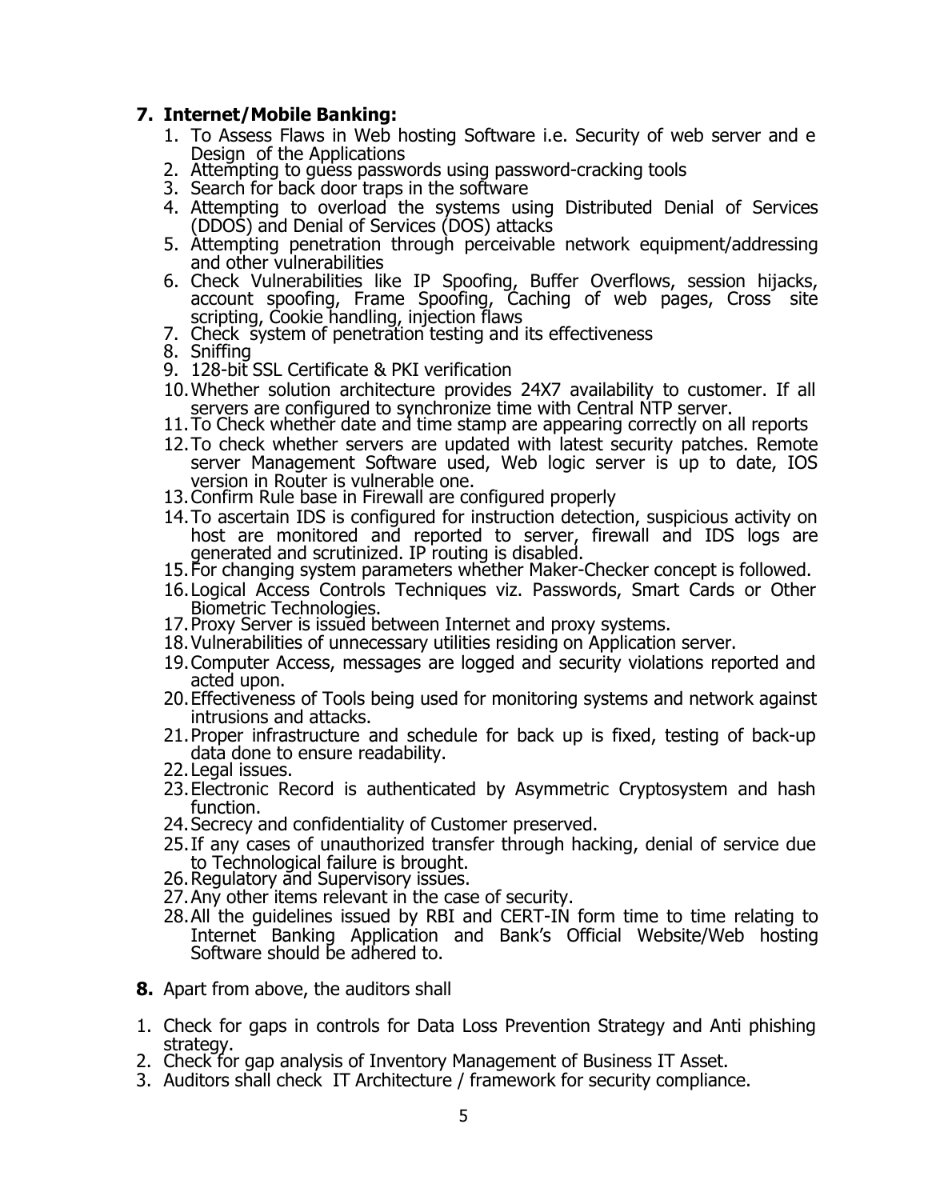7. **Internet/Mobile Banking:**

    1. To Assess Flaws in Web hosting Software i.e. Security of web server and e Design of the Applications
    2. Attempting to guess passwords using password-cracking tools
    3. Search for back door traps in the software
    4. Attempting to overload the systems using Distributed Denial of Services (DDOS) and Denial of Services (DOS) attacks
    5. Attempting penetration through perceivable network equipment/addressing and other vulnerabilities
    6. Check Vulnerabilities like IP Spoofing, Buffer Overflows, session hijacks, account spoofing, Frame Spoofing, Caching of web pages, Cross site scripting, Cookie handling, injection flaws
    7. Check system of penetration testing and its effectiveness
    8. Sniffing
    9. 128-bit SSL Certificate & PKI verification
    10. Whether solution architecture provides 24X7 availability to customer. If all servers are configured to synchronize time with Central NTP server.
    11. To Check whether date and time stamp are appearing correctly on all reports
    12. To check whether servers are updated with latest security patches. Remote server Management Software used, Web logic server is up to date, IOS version in Router is vulnerable one.
    13. Confirm Rule base in Firewall are configured properly
    14. To ascertain IDS is configured for instruction detection, suspicious activity on host are monitored and reported to server, firewall and IDS logs are generated and scrutinized. IP routing is disabled.
    15. For changing system parameters whether Maker-Checker concept is followed.
    16. Logical Access Controls Techniques viz. Passwords, Smart Cards or Other Biometric Technologies.
    17. Proxy Server is issued between Internet and proxy systems.
    18. Vulnerabilities of unnecessary utilities residing on Application server.
    19. Computer Access, messages are logged and security violations reported and acted upon.
    20. Effectiveness of Tools being used for monitoring systems and network against intrusions and attacks.
    21. Proper infrastructure and schedule for back up is fixed, testing of back-up data done to ensure readability.
    22. Legal issues.
    23. Electronic Record is authenticated by Asymmetric Cryptosystem and hash function.
    24. Secrecy and confidentiality of Customer preserved.
    25. If any cases of unauthorized transfer through hacking, denial of service due to Technological failure is brought.
    26. Regulatory and Supervisory issues.
    27. Any other items relevant in the case of security.
    28. All the guidelines issued by RBI and CERT-IN form time to time relating to Internet Banking Application and Bank's Official Website/Web hosting Software should be adhered to.

**8.** Apart from above, the auditors shall

1. Check for gaps in controls for Data Loss Prevention Strategy and Anti phishing strategy.
2. Check for gap analysis of Inventory Management of Business IT Asset.
3. Auditors shall check IT Architecture / framework for security compliance.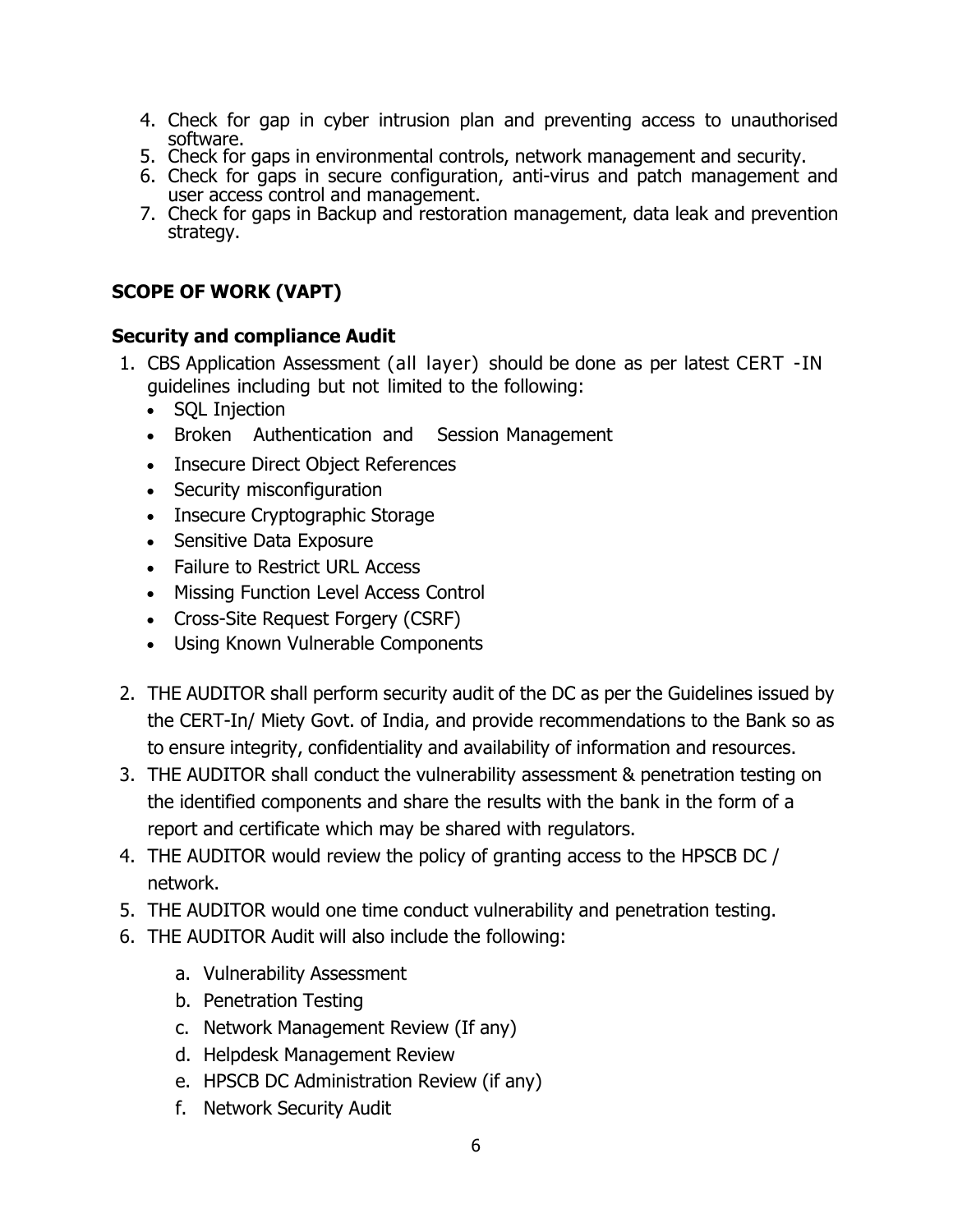4. Check for gap in cyber intrusion plan and preventing access to unauthorised software.
5. Check for gaps in environmental controls, network management and security.
6. Check for gaps in secure configuration, anti-virus and patch management and user access control and management.
7. Check for gaps in Backup and restoration management, data leak and prevention strategy.

## SCOPE OF WORK (VAPT)

### Security and compliance Audit

1. CBS Application Assessment (all layer) should be done as per latest CERT -IN guidelines including but not limited to the following:
   - SQL Injection
   - Broken Authentication and Session Management
   - Insecure Direct Object References
   - Security misconfiguration
   - Insecure Cryptographic Storage
   - Sensitive Data Exposure
   - Failure to Restrict URL Access
   - Missing Function Level Access Control
   - Cross-Site Request Forgery (CSRF)
   - Using Known Vulnerable Components
2. THE AUDITOR shall perform security audit of the DC as per the Guidelines issued by the CERT-In/ Miety Govt. of India, and provide recommendations to the Bank so as to ensure integrity, confidentiality and availability of information and resources.
3. THE AUDITOR shall conduct the vulnerability assessment & penetration testing on the identified components and share the results with the bank in the form of a report and certificate which may be shared with regulators.
4. THE AUDITOR would review the policy of granting access to the HPSCB DC / network.
5. THE AUDITOR would one time conduct vulnerability and penetration testing.
6. THE AUDITOR Audit will also include the following:
   a. Vulnerability Assessment
   b. Penetration Testing
   c. Network Management Review (If any)
   d. Helpdesk Management Review
   e. HPSCB DC Administration Review (if any)
   f. Network Security Audit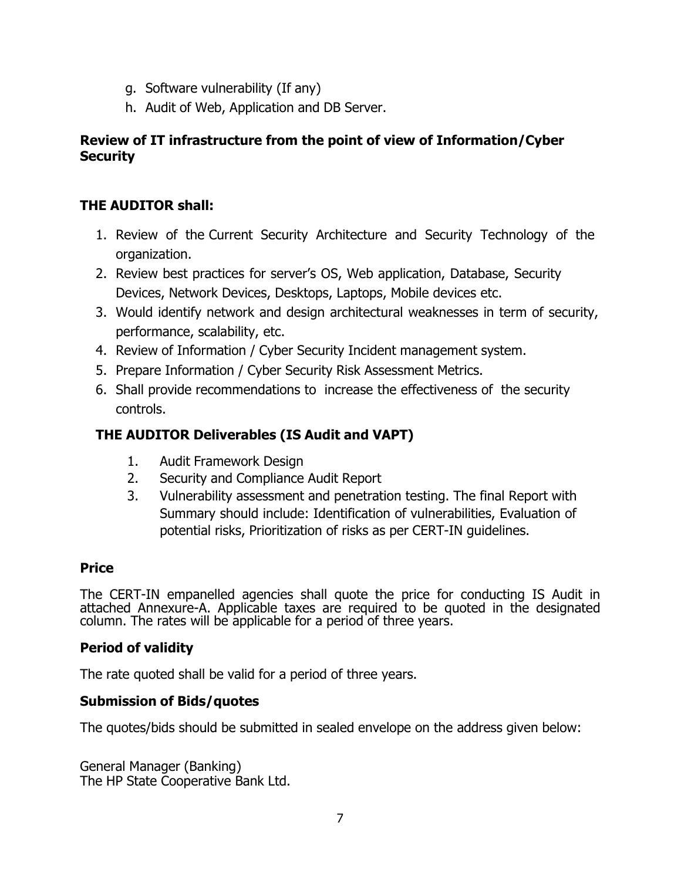g. Software vulnerability (If any)
h. Audit of Web, Application and DB Server.

**Review of IT infrastructure from the point of view of Information/Cyber Security**

**THE AUDITOR shall:**

1. Review of the Current Security Architecture and Security Technology of the organization.
2. Review best practices for server's OS, Web application, Database, Security Devices, Network Devices, Desktops, Laptops, Mobile devices etc.
3. Would identify network and design architectural weaknesses in term of security, performance, scalability, etc.
4. Review of Information / Cyber Security Incident management system.
5. Prepare Information / Cyber Security Risk Assessment Metrics.
6. Shall provide recommendations to increase the effectiveness of the security controls.

**THE AUDITOR Deliverables (IS Audit and VAPT)**

1. Audit Framework Design
2. Security and Compliance Audit Report
3. Vulnerability assessment and penetration testing. The final Report with Summary should include: Identification of vulnerabilities, Evaluation of potential risks, Prioritization of risks as per CERT-IN guidelines.

**Price**

The CERT-IN empanelled agencies shall quote the price for conducting IS Audit in attached Annexure-A. Applicable taxes are required to be quoted in the designated column. The rates will be applicable for a period of three years.

**Period of validity**

The rate quoted shall be valid for a period of three years.

**Submission of Bids/quotes**

The quotes/bids should be submitted in sealed envelope on the address given below:

General Manager (Banking)
The HP State Cooperative Bank Ltd.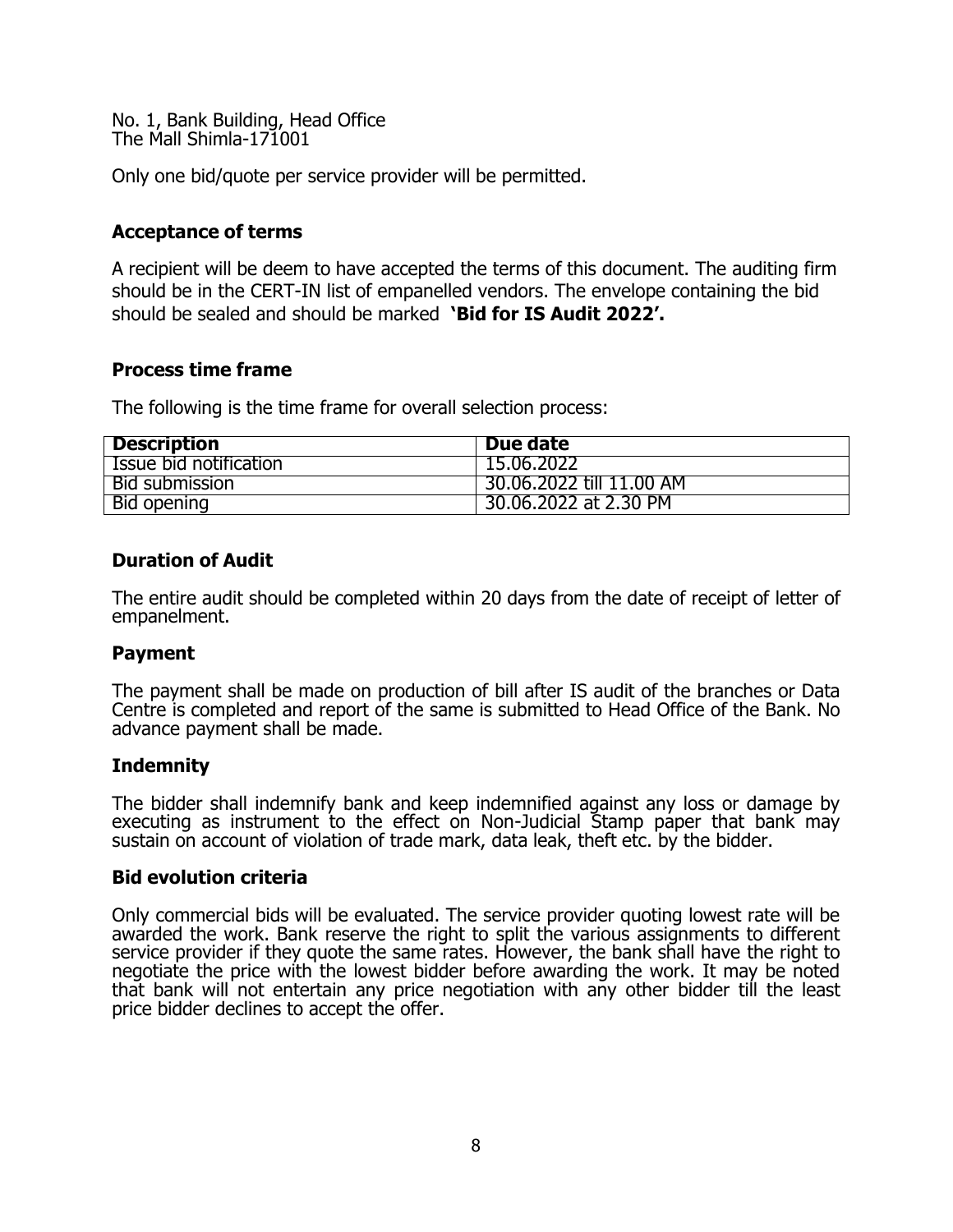No. 1, Bank Building, Head Office
The Mall Shimla-171001

Only one bid/quote per service provider will be permitted.

## Acceptance of terms

A recipient will be deem to have accepted the terms of this document. The auditing firm should be in the CERT-IN list of empanelled vendors. The envelope containing the bid should be sealed and should be marked **'Bid for IS Audit 2022'.**

## Process time frame

The following is the time frame for overall selection process:

| Description | Due date |
|---|---|
| Issue bid notification | 15.06.2022 |
| Bid submission | 30.06.2022 till 11.00 AM |
| Bid opening | 30.06.2022 at 2.30 PM |

## Duration of Audit

The entire audit should be completed within 20 days from the date of receipt of letter of empanelment.

## Payment

The payment shall be made on production of bill after IS audit of the branches or Data Centre is completed and report of the same is submitted to Head Office of the Bank. No advance payment shall be made.

## Indemnity

The bidder shall indemnify bank and keep indemnified against any loss or damage by executing as instrument to the effect on Non-Judicial Stamp paper that bank may sustain on account of violation of trade mark, data leak, theft etc. by the bidder.

## Bid evolution criteria

Only commercial bids will be evaluated. The service provider quoting lowest rate will be awarded the work. Bank reserve the right to split the various assignments to different service provider if they quote the same rates. However, the bank shall have the right to negotiate the price with the lowest bidder before awarding the work. It may be noted that bank will not entertain any price negotiation with any other bidder till the least price bidder declines to accept the offer.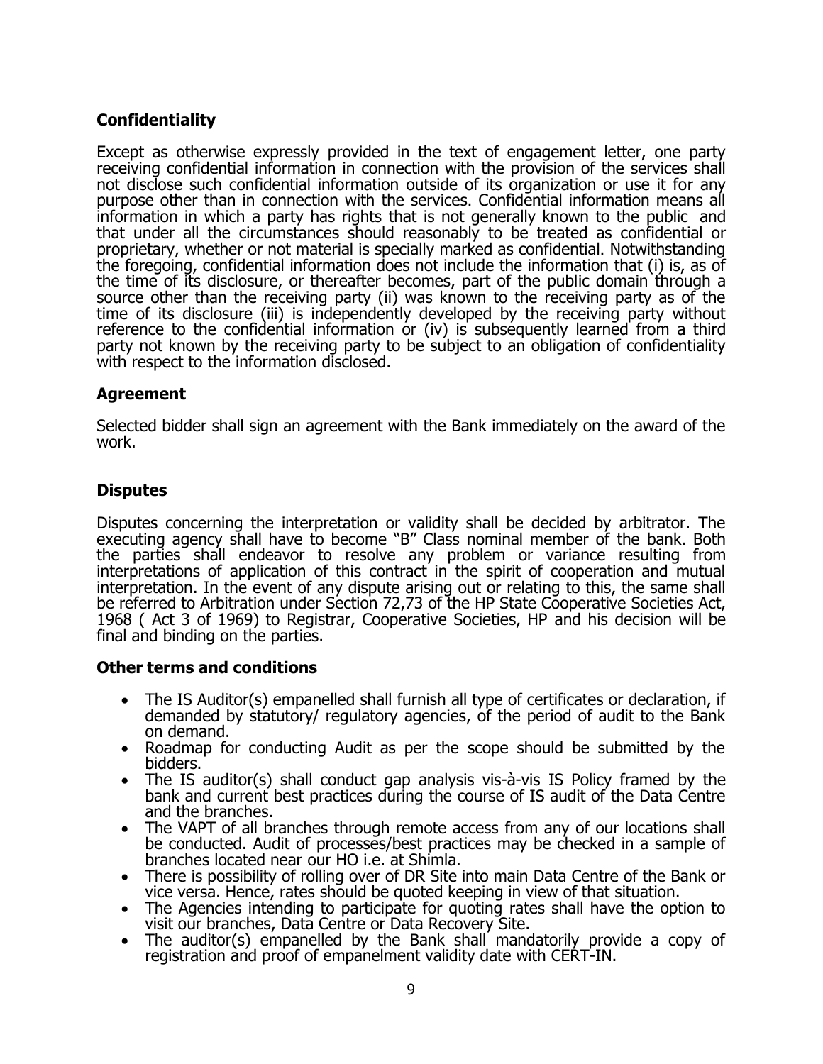## Confidentiality

Except as otherwise expressly provided in the text of engagement letter, one party receiving confidential information in connection with the provision of the services shall not disclose such confidential information outside of its organization or use it for any purpose other than in connection with the services. Confidential information means all information in which a party has rights that is not generally known to the public and that under all the circumstances should reasonably to be treated as confidential or proprietary, whether or not material is specially marked as confidential. Notwithstanding the foregoing, confidential information does not include the information that (i) is, as of the time of its disclosure, or thereafter becomes, part of the public domain through a source other than the receiving party (ii) was known to the receiving party as of the time of its disclosure (iii) is independently developed by the receiving party without reference to the confidential information or (iv) is subsequently learned from a third party not known by the receiving party to be subject to an obligation of confidentiality with respect to the information disclosed.

## Agreement

Selected bidder shall sign an agreement with the Bank immediately on the award of the work.

## Disputes

Disputes concerning the interpretation or validity shall be decided by arbitrator. The executing agency shall have to become "B" Class nominal member of the bank. Both the parties shall endeavor to resolve any problem or variance resulting from interpretations of application of this contract in the spirit of cooperation and mutual interpretation. In the event of any dispute arising out or relating to this, the same shall be referred to Arbitration under Section 72,73 of the HP State Cooperative Societies Act, 1968 ( Act 3 of 1969) to Registrar, Cooperative Societies, HP and his decision will be final and binding on the parties.

## Other terms and conditions

- The IS Auditor(s) empanelled shall furnish all type of certificates or declaration, if demanded by statutory/ regulatory agencies, of the period of audit to the Bank on demand.
- Roadmap for conducting Audit as per the scope should be submitted by the bidders.
- The IS auditor(s) shall conduct gap analysis vis-à-vis IS Policy framed by the bank and current best practices during the course of IS audit of the Data Centre and the branches.
- The VAPT of all branches through remote access from any of our locations shall be conducted. Audit of processes/best practices may be checked in a sample of branches located near our HO i.e. at Shimla.
- There is possibility of rolling over of DR Site into main Data Centre of the Bank or vice versa. Hence, rates should be quoted keeping in view of that situation.
- The Agencies intending to participate for quoting rates shall have the option to visit our branches, Data Centre or Data Recovery Site.
- The auditor(s) empanelled by the Bank shall mandatorily provide a copy of registration and proof of empanelment validity date with CERT-IN.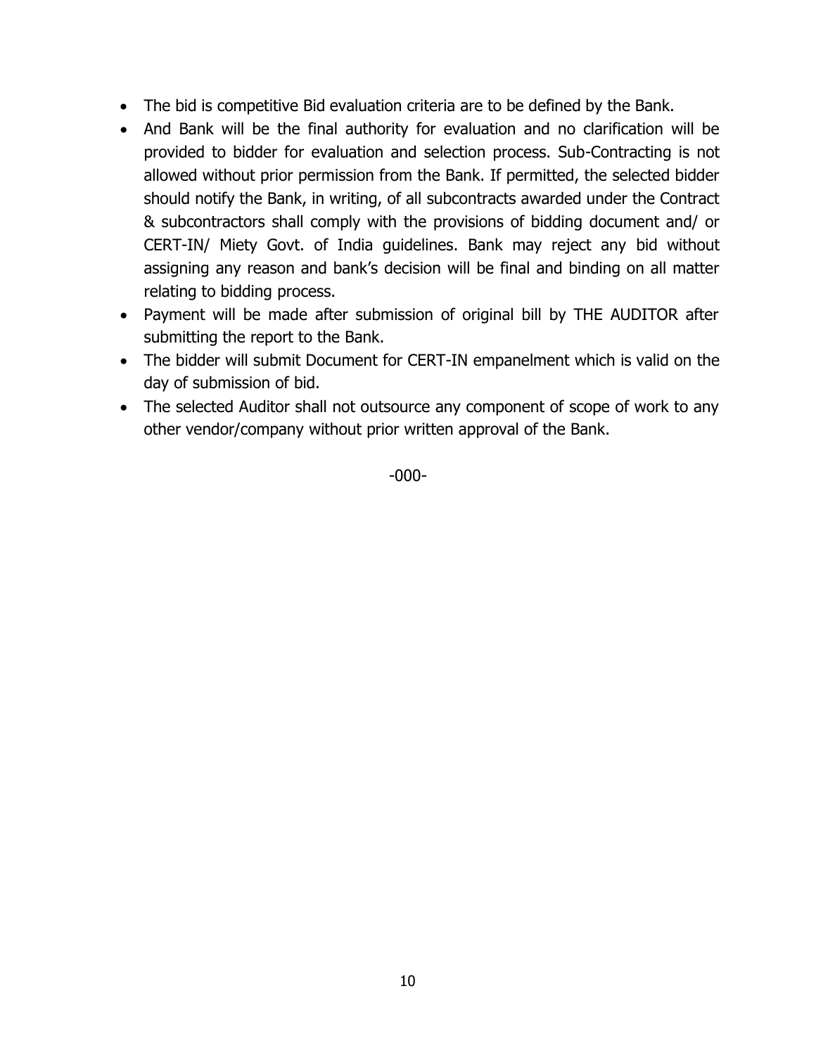- The bid is competitive Bid evaluation criteria are to be defined by the Bank.
- And Bank will be the final authority for evaluation and no clarification will be provided to bidder for evaluation and selection process. Sub-Contracting is not allowed without prior permission from the Bank. If permitted, the selected bidder should notify the Bank, in writing, of all subcontracts awarded under the Contract & subcontractors shall comply with the provisions of bidding document and/ or CERT-IN/ Miety Govt. of India guidelines. Bank may reject any bid without assigning any reason and bank's decision will be final and binding on all matter relating to bidding process.
- Payment will be made after submission of original bill by THE AUDITOR after submitting the report to the Bank.
- The bidder will submit Document for CERT-IN empanelment which is valid on the day of submission of bid.
- The selected Auditor shall not outsource any component of scope of work to any other vendor/company without prior written approval of the Bank.

-000-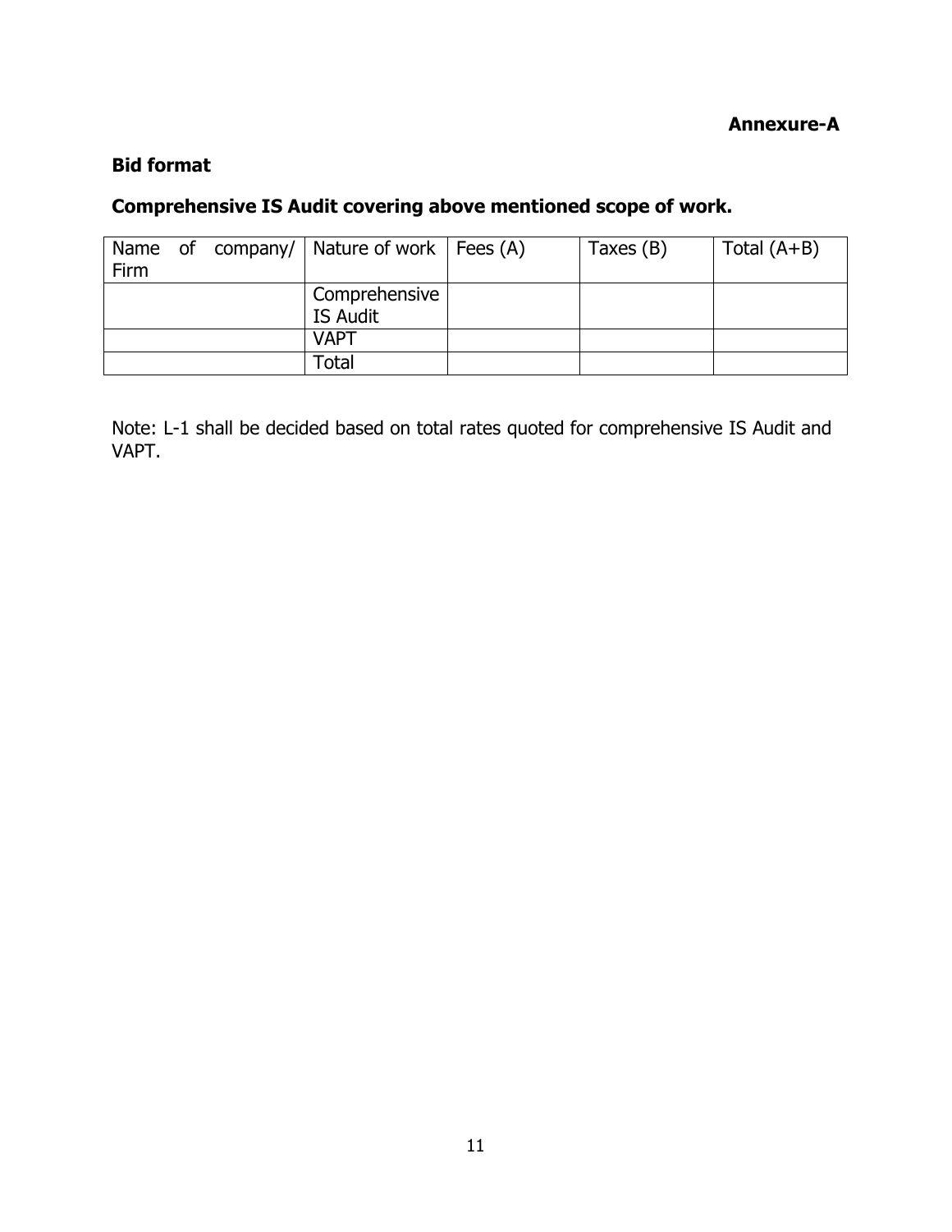**Annexure-A**

**Bid format**

**Comprehensive IS Audit covering above mentioned scope of work.**

| Name of company/ Firm | Nature of work | Fees (A) | Taxes (B) | Total (A+B) |
|---|---|---|---|---|
| | Comprehensive IS Audit | | | |
| | VAPT | | | |
| | Total | | | |

Note: L-1 shall be decided based on total rates quoted for comprehensive IS Audit and VAPT.